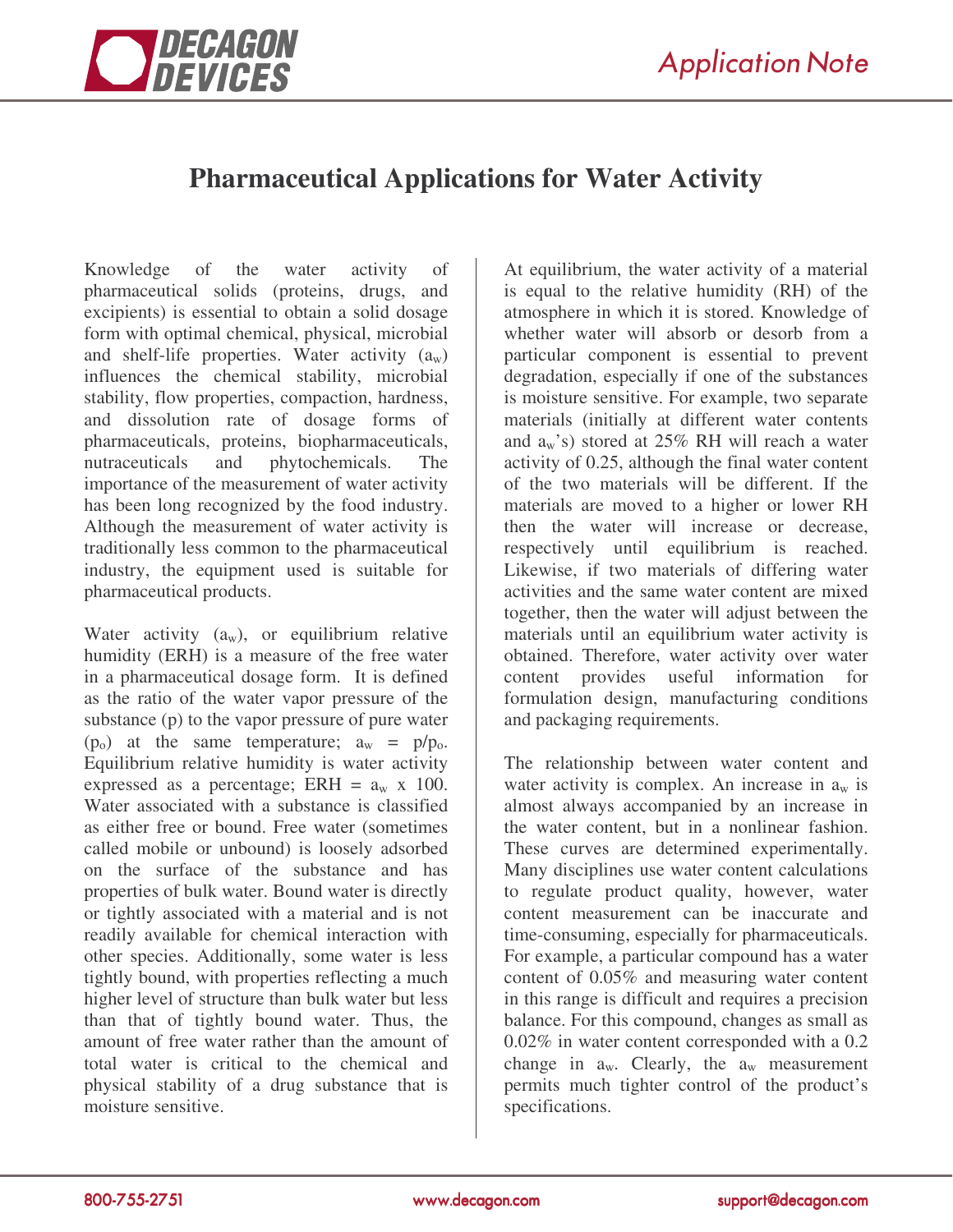# Pharmaceutical Applications for Water Activity

Knowledge of the water activity of pharmaceutical solids (proteins, drugs, and excipients) is essential to obtain a solid dosage form with optimal chemical, physical, microbial and shelf-life properties. Water activity ($a_w$) influences the chemical stability, microbial stability, flow properties, compaction, hardness, and dissolution rate of dosage forms of pharmaceuticals, proteins, biopharmaceuticals, nutraceuticals and phytochemicals. The importance of the measurement of water activity has been long recognized by the food industry. Although the measurement of water activity is traditionally less common to the pharmaceutical industry, the equipment used is suitable for pharmaceutical products.

Water activity ($a_w$), or equilibrium relative humidity (ERH) is a measure of the free water in a pharmaceutical dosage form. It is defined as the ratio of the water vapor pressure of the substance (p) to the vapor pressure of pure water ($p_o$) at the same temperature; $a_w = p/p_o$. Equilibrium relative humidity is water activity expressed as a percentage; ERH = $a_w$ x 100. Water associated with a substance is classified as either free or bound. Free water (sometimes called mobile or unbound) is loosely adsorbed on the surface of the substance and has properties of bulk water. Bound water is directly or tightly associated with a material and is not readily available for chemical interaction with other species. Additionally, some water is less tightly bound, with properties reflecting a much higher level of structure than bulk water but less than that of tightly bound water. Thus, the amount of free water rather than the amount of total water is critical to the chemical and physical stability of a drug substance that is moisture sensitive.

At equilibrium, the water activity of a material is equal to the relative humidity (RH) of the atmosphere in which it is stored. Knowledge of whether water will absorb or desorb from a particular component is essential to prevent degradation, especially if one of the substances is moisture sensitive. For example, two separate materials (initially at different water contents and $a_w$'s) stored at 25% RH will reach a water activity of 0.25, although the final water content of the two materials will be different. If the materials are moved to a higher or lower RH then the water will increase or decrease, respectively until equilibrium is reached. Likewise, if two materials of differing water activities and the same water content are mixed together, then the water will adjust between the materials until an equilibrium water activity is obtained. Therefore, water activity over water content provides useful information for formulation design, manufacturing conditions and packaging requirements.

The relationship between water content and water activity is complex. An increase in $a_w$ is almost always accompanied by an increase in the water content, but in a nonlinear fashion. These curves are determined experimentally. Many disciplines use water content calculations to regulate product quality, however, water content measurement can be inaccurate and time-consuming, especially for pharmaceuticals. For example, a particular compound has a water content of 0.05% and measuring water content in this range is difficult and requires a precision balance. For this compound, changes as small as 0.02% in water content corresponded with a 0.2 change in $a_w$. Clearly, the $a_w$ measurement permits much tighter control of the product's specifications.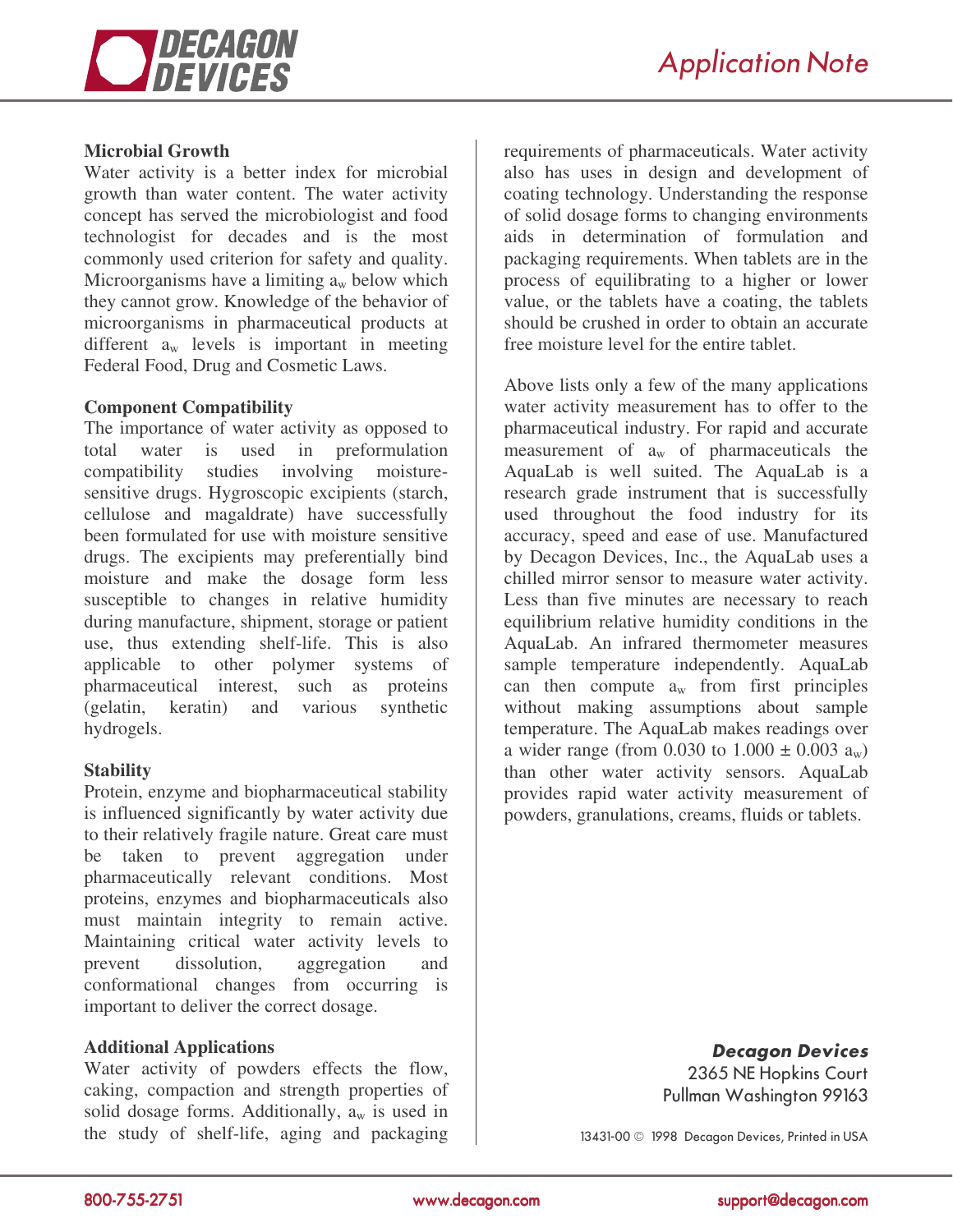### Microbial Growth

Water activity is a better index for microbial growth than water content. The water activity concept has served the microbiologist and food technologist for decades and is the most commonly used criterion for safety and quality. Microorganisms have a limiting $a_w$ below which they cannot grow. Knowledge of the behavior of microorganisms in pharmaceutical products at different $a_w$ levels is important in meeting Federal Food, Drug and Cosmetic Laws.

### Component Compatibility

The importance of water activity as opposed to total water is used in preformulation compatibility studies involving moisture-sensitive drugs. Hygroscopic excipients (starch, cellulose and magaldrate) have successfully been formulated for use with moisture sensitive drugs. The excipients may preferentially bind moisture and make the dosage form less susceptible to changes in relative humidity during manufacture, shipment, storage or patient use, thus extending shelf-life. This is also applicable to other polymer systems of pharmaceutical interest, such as proteins (gelatin, keratin) and various synthetic hydrogels.

### Stability

Protein, enzyme and biopharmaceutical stability is influenced significantly by water activity due to their relatively fragile nature. Great care must be taken to prevent aggregation under pharmaceutically relevant conditions. Most proteins, enzymes and biopharmaceuticals also must maintain integrity to remain active. Maintaining critical water activity levels to prevent dissolution, aggregation and conformational changes from occurring is important to deliver the correct dosage.

### Additional Applications

Water activity of powders effects the flow, caking, compaction and strength properties of solid dosage forms. Additionally, $a_w$ is used in the study of shelf-life, aging and packaging requirements of pharmaceuticals. Water activity also has uses in design and development of coating technology. Understanding the response of solid dosage forms to changing environments aids in determination of formulation and packaging requirements. When tablets are in the process of equilibrating to a higher or lower value, or the tablets have a coating, the tablets should be crushed in order to obtain an accurate free moisture level for the entire tablet.

Above lists only a few of the many applications water activity measurement has to offer to the pharmaceutical industry. For rapid and accurate measurement of $a_w$ of pharmaceuticals the AquaLab is well suited. The AquaLab is a research grade instrument that is successfully used throughout the food industry for its accuracy, speed and ease of use. Manufactured by Decagon Devices, Inc., the AquaLab uses a chilled mirror sensor to measure water activity. Less than five minutes are necessary to reach equilibrium relative humidity conditions in the AquaLab. An infrared thermometer measures sample temperature independently. AquaLab can then compute $a_w$ from first principles without making assumptions about sample temperature. The AquaLab makes readings over a wider range (from 0.030 to 1.000 ± 0.003 $a_w$) than other water activity sensors. AquaLab provides rapid water activity measurement of powders, granulations, creams, fluids or tablets.

***Decagon Devices***
2365 NE Hopkins Court
Pullman Washington 99163

13431-00 © 1998 Decagon Devices, Printed in USA

800-755-2751 www.decagon.com support@decagon.com